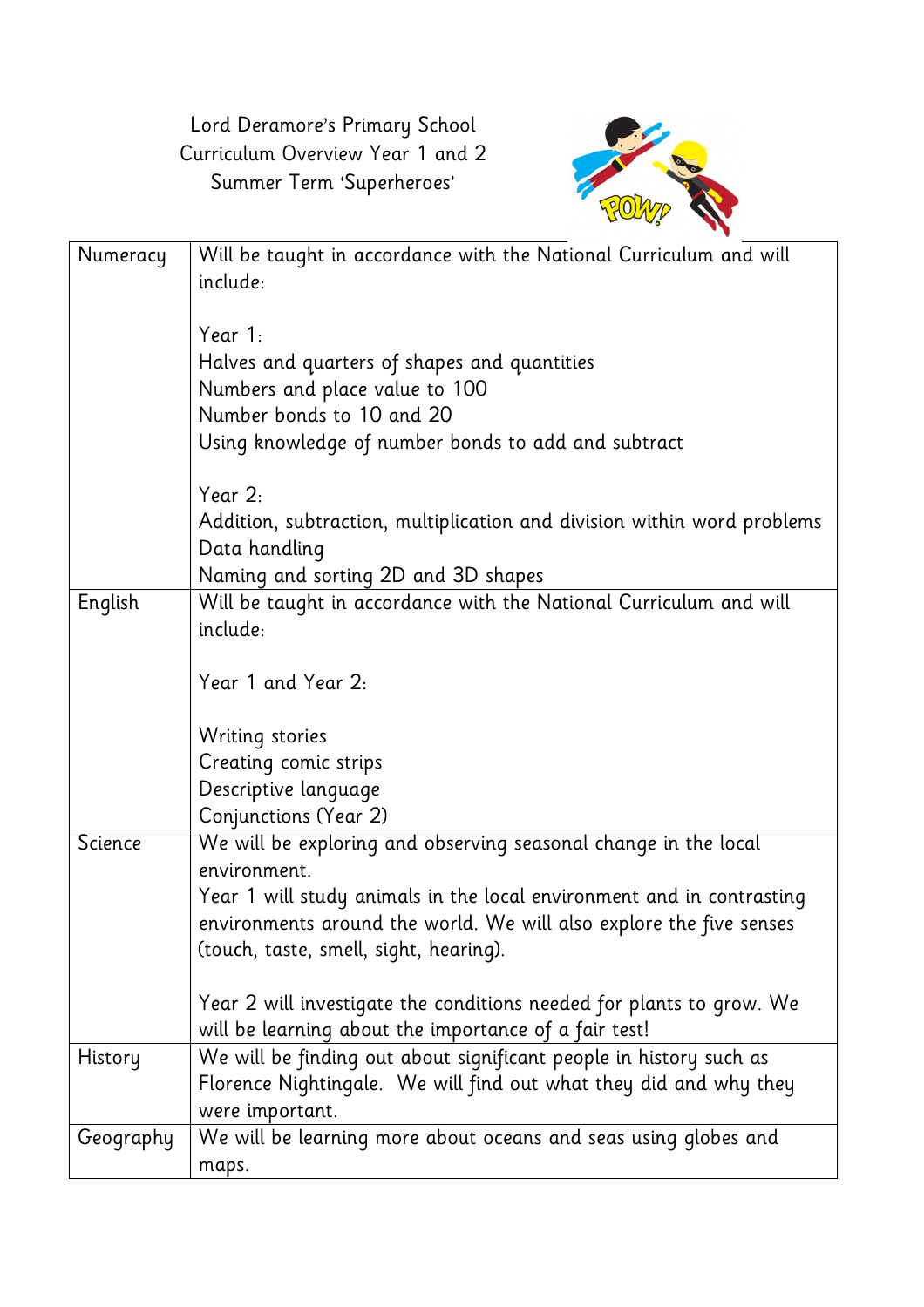# Lord Deramore's Primary School
## Curriculum Overview Year 1 and 2
## Summer Term 'Superheroes'

| | |
|---|---|
| Numeracy | Will be taught in accordance with the National Curriculum and will include:<br><br>Year 1:<br>Halves and quarters of shapes and quantities<br>Numbers and place value to 100<br>Number bonds to 10 and 20<br>Using knowledge of number bonds to add and subtract<br><br>Year 2:<br>Addition, subtraction, multiplication and division within word problems<br>Data handling<br>Naming and sorting 2D and 3D shapes |
| English | Will be taught in accordance with the National Curriculum and will include:<br><br>Year 1 and Year 2:<br><br>Writing stories<br>Creating comic strips<br>Descriptive language<br>Conjunctions (Year 2) |
| Science | We will be exploring and observing seasonal change in the local environment.<br>Year 1 will study animals in the local environment and in contrasting environments around the world. We will also explore the five senses (touch, taste, smell, sight, hearing).<br><br>Year 2 will investigate the conditions needed for plants to grow. We will be learning about the importance of a fair test! |
| History | We will be finding out about significant people in history such as Florence Nightingale. We will find out what they did and why they were important. |
| Geography | We will be learning more about oceans and seas using globes and maps. |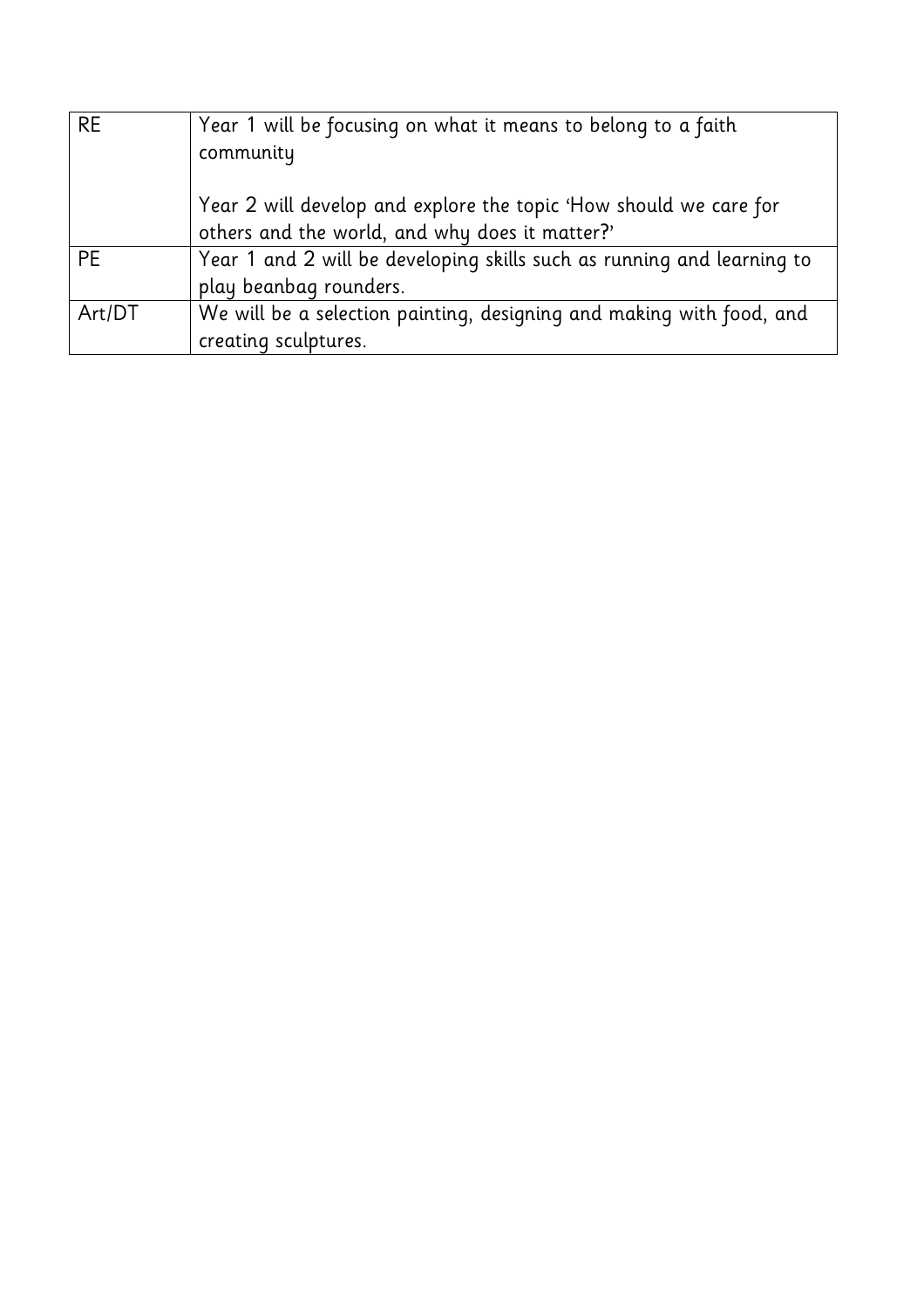| | |
|---|---|
| RE | Year 1 will be focusing on what it means to belong to a faith community<br><br>Year 2 will develop and explore the topic 'How should we care for others and the world, and why does it matter?' |
| PE | Year 1 and 2 will be developing skills such as running and learning to play beanbag rounders. |
| Art/DT | We will be a selection painting, designing and making with food, and creating sculptures. |